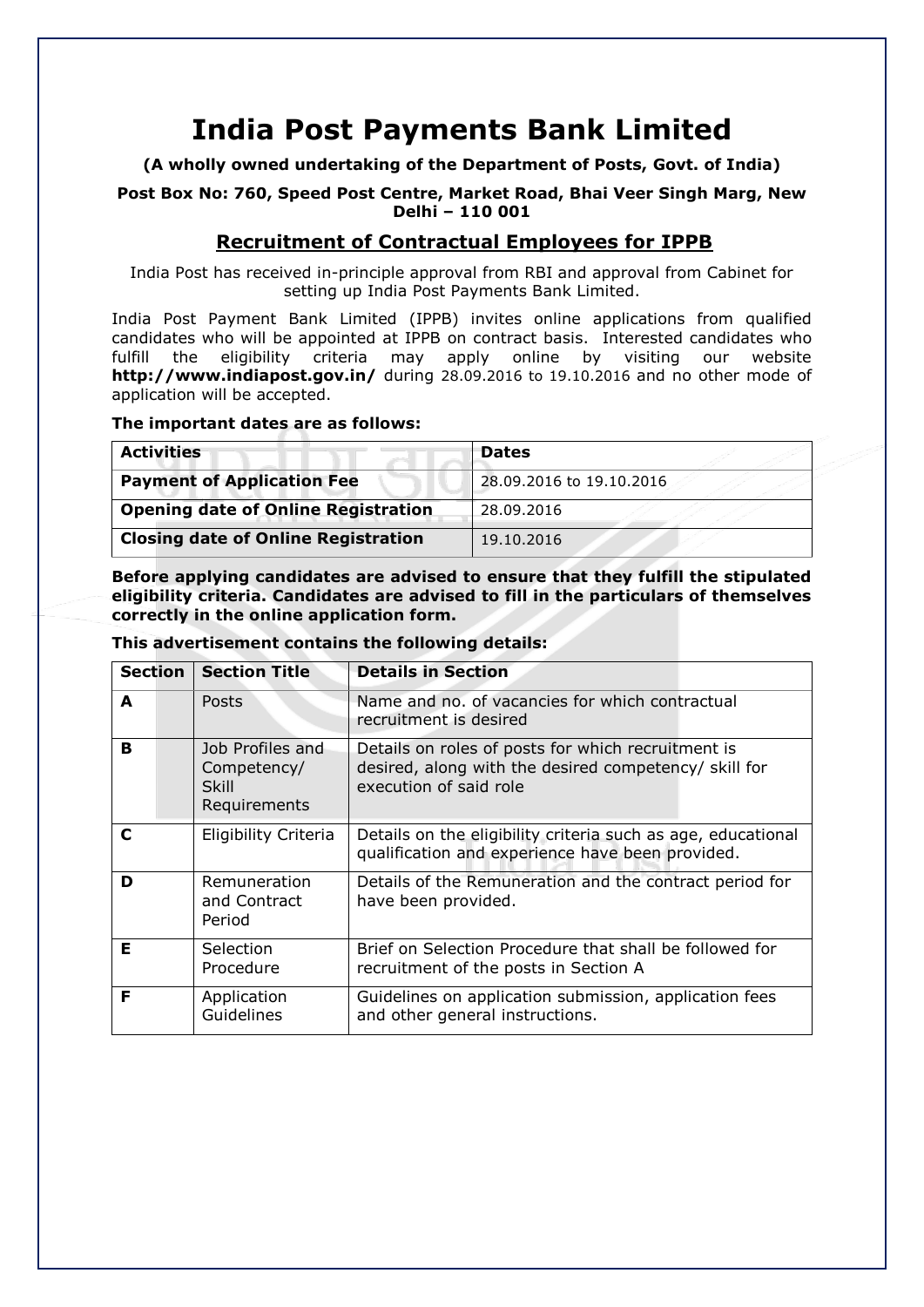# India Post Payments Bank Limited

**(A wholly owned undertaking of the Department of Posts, Govt. of India)**

**Post Box No: 760, Speed Post Centre, Market Road, Bhai Veer Singh Marg, New Delhi – 110 001**

## Recruitment of Contractual Employees for IPPB

India Post has received in-principle approval from RBI and approval from Cabinet for setting up India Post Payments Bank Limited.

India Post Payment Bank Limited (IPPB) invites online applications from qualified candidates who will be appointed at IPPB on contract basis. Interested candidates who fulfill the eligibility criteria may apply online by visiting our website **http://www.indiapost.gov.in/** during 28.09.2016 to 19.10.2016 and no other mode of application will be accepted.

**The important dates are as follows:**

| Activities | Dates |
|---|---|
| **Payment of Application Fee** | 28.09.2016 to 19.10.2016 |
| **Opening date of Online Registration** | 28.09.2016 |
| **Closing date of Online Registration** | 19.10.2016 |

**Before applying candidates are advised to ensure that they fulfill the stipulated eligibility criteria. Candidates are advised to fill in the particulars of themselves correctly in the online application form.**

**This advertisement contains the following details:**

| Section | Section Title | Details in Section |
|---|---|---|
| **A** | Posts | Name and no. of vacancies for which contractual recruitment is desired |
| **B** | Job Profiles and Competency/ Skill Requirements | Details on roles of posts for which recruitment is desired, along with the desired competency/ skill for execution of said role |
| **C** | Eligibility Criteria | Details on the eligibility criteria such as age, educational qualification and experience have been provided. |
| **D** | Remuneration and Contract Period | Details of the Remuneration and the contract period for have been provided. |
| **E** | Selection Procedure | Brief on Selection Procedure that shall be followed for recruitment of the posts in Section A |
| **F** | Application Guidelines | Guidelines on application submission, application fees and other general instructions. |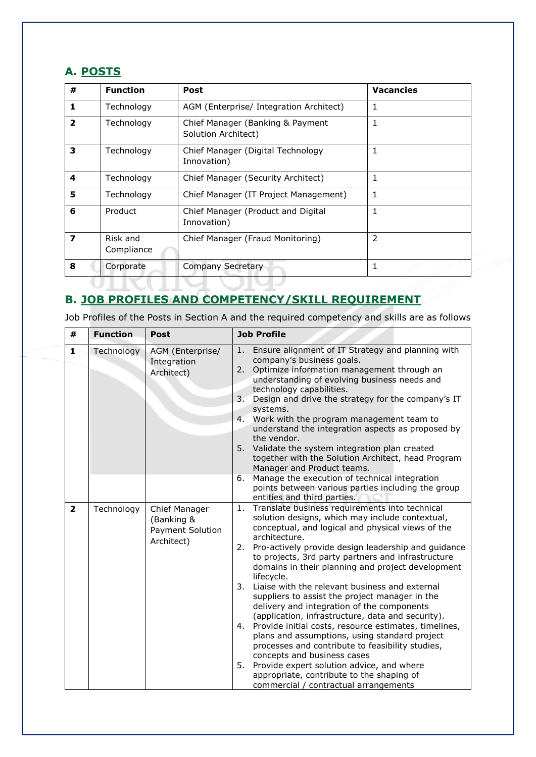## A. POSTS

| # | Function | Post | Vacancies |
|---|---|---|---|
| **1** | Technology | AGM (Enterprise/ Integration Architect) | 1 |
| **2** | Technology | Chief Manager (Banking & Payment Solution Architect) | 1 |
| **3** | Technology | Chief Manager (Digital Technology Innovation) | 1 |
| **4** | Technology | Chief Manager (Security Architect) | 1 |
| **5** | Technology | Chief Manager (IT Project Management) | 1 |
| **6** | Product | Chief Manager (Product and Digital Innovation) | 1 |
| **7** | Risk and Compliance | Chief Manager (Fraud Monitoring) | 2 |
| **8** | Corporate | Company Secretary | 1 |

## B. JOB PROFILES AND COMPETENCY/SKILL REQUIREMENT

Job Profiles of the Posts in Section A and the required competency and skills are as follows

| # | Function | Post | Job Profile |
|---|---|---|---|
| **1** | Technology | AGM (Enterprise/ Integration Architect) | 1. Ensure alignment of IT Strategy and planning with company's business goals.<br>2. Optimize information management through an understanding of evolving business needs and technology capabilities.<br>3. Design and drive the strategy for the company's IT systems.<br>4. Work with the program management team to understand the integration aspects as proposed by the vendor.<br>5. Validate the system integration plan created together with the Solution Architect, head Program Manager and Product teams.<br>6. Manage the execution of technical integration points between various parties including the group entities and third parties. |
| **2** | Technology | Chief Manager (Banking & Payment Solution Architect) | 1. Translate business requirements into technical solution designs, which may include contextual, conceptual, and logical and physical views of the architecture.<br>2. Pro-actively provide design leadership and guidance to projects, 3rd party partners and infrastructure domains in their planning and project development lifecycle.<br>3. Liaise with the relevant business and external suppliers to assist the project manager in the delivery and integration of the components (application, infrastructure, data and security).<br>4. Provide initial costs, resource estimates, timelines, plans and assumptions, using standard project processes and contribute to feasibility studies, concepts and business cases<br>5. Provide expert solution advice, and where appropriate, contribute to the shaping of commercial / contractual arrangements |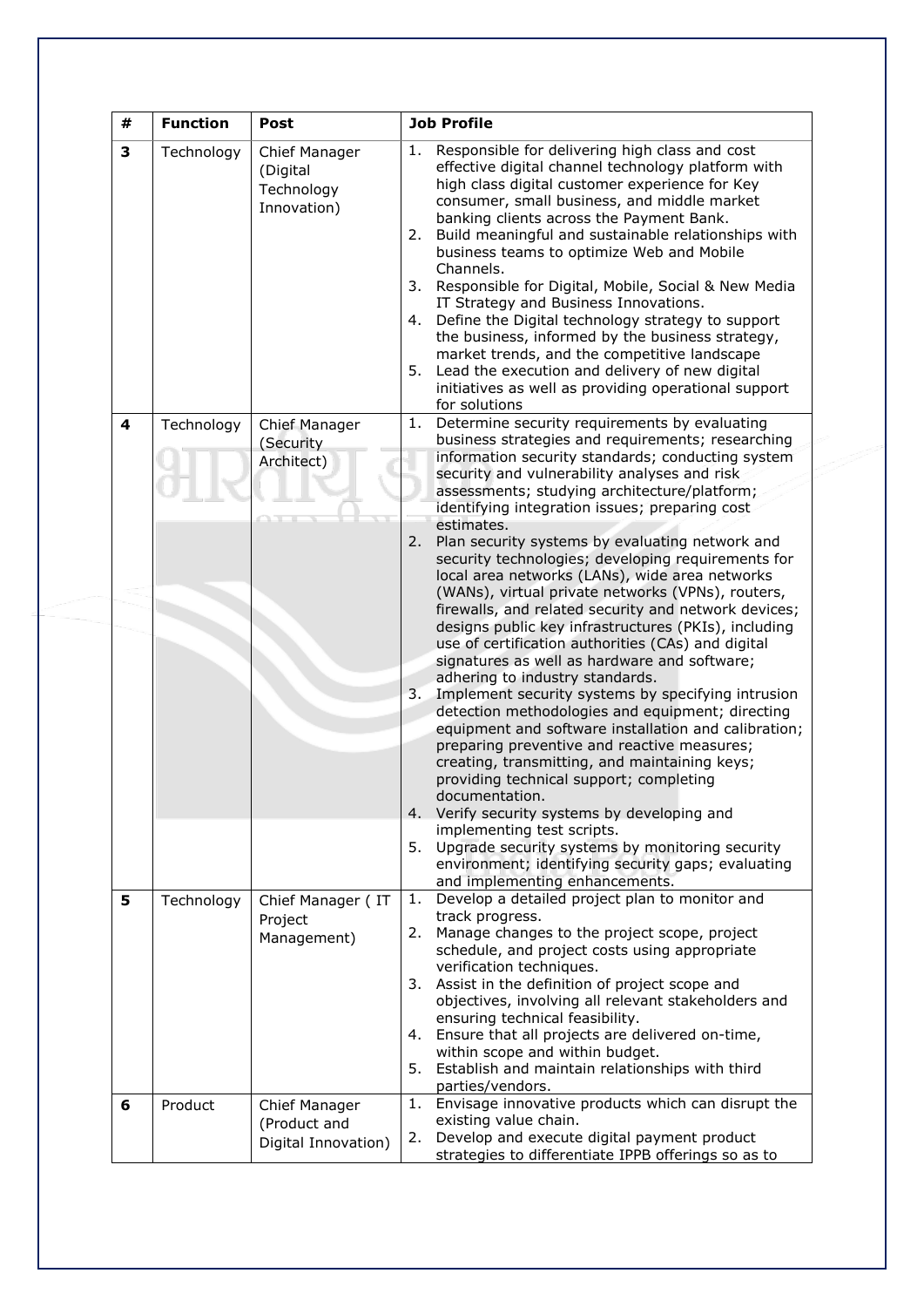| # | Function | Post | Job Profile |
|---|---|---|---|
| **3** | Technology | Chief Manager (Digital Technology Innovation) | 1. Responsible for delivering high class and cost effective digital channel technology platform with high class digital customer experience for Key consumer, small business, and middle market banking clients across the Payment Bank.<br>2. Build meaningful and sustainable relationships with business teams to optimize Web and Mobile Channels.<br>3. Responsible for Digital, Mobile, Social & New Media IT Strategy and Business Innovations.<br>4. Define the Digital technology strategy to support the business, informed by the business strategy, market trends, and the competitive landscape<br>5. Lead the execution and delivery of new digital initiatives as well as providing operational support for solutions |
| **4** | Technology | Chief Manager (Security Architect) | 1. Determine security requirements by evaluating business strategies and requirements; researching information security standards; conducting system security and vulnerability analyses and risk assessments; studying architecture/platform; identifying integration issues; preparing cost estimates.<br>2. Plan security systems by evaluating network and security technologies; developing requirements for local area networks (LANs), wide area networks (WANs), virtual private networks (VPNs), routers, firewalls, and related security and network devices; designs public key infrastructures (PKIs), including use of certification authorities (CAs) and digital signatures as well as hardware and software; adhering to industry standards.<br>3. Implement security systems by specifying intrusion detection methodologies and equipment; directing equipment and software installation and calibration; preparing preventive and reactive measures; creating, transmitting, and maintaining keys; providing technical support; completing documentation.<br>4. Verify security systems by developing and implementing test scripts.<br>5. Upgrade security systems by monitoring security environment; identifying security gaps; evaluating and implementing enhancements. |
| **5** | Technology | Chief Manager ( IT Project Management) | 1. Develop a detailed project plan to monitor and track progress.<br>2. Manage changes to the project scope, project schedule, and project costs using appropriate verification techniques.<br>3. Assist in the definition of project scope and objectives, involving all relevant stakeholders and ensuring technical feasibility.<br>4. Ensure that all projects are delivered on-time, within scope and within budget.<br>5. Establish and maintain relationships with third parties/vendors. |
| **6** | Product | Chief Manager (Product and Digital Innovation) | 1. Envisage innovative products which can disrupt the existing value chain.<br>2. Develop and execute digital payment product strategies to differentiate IPPB offerings so as to |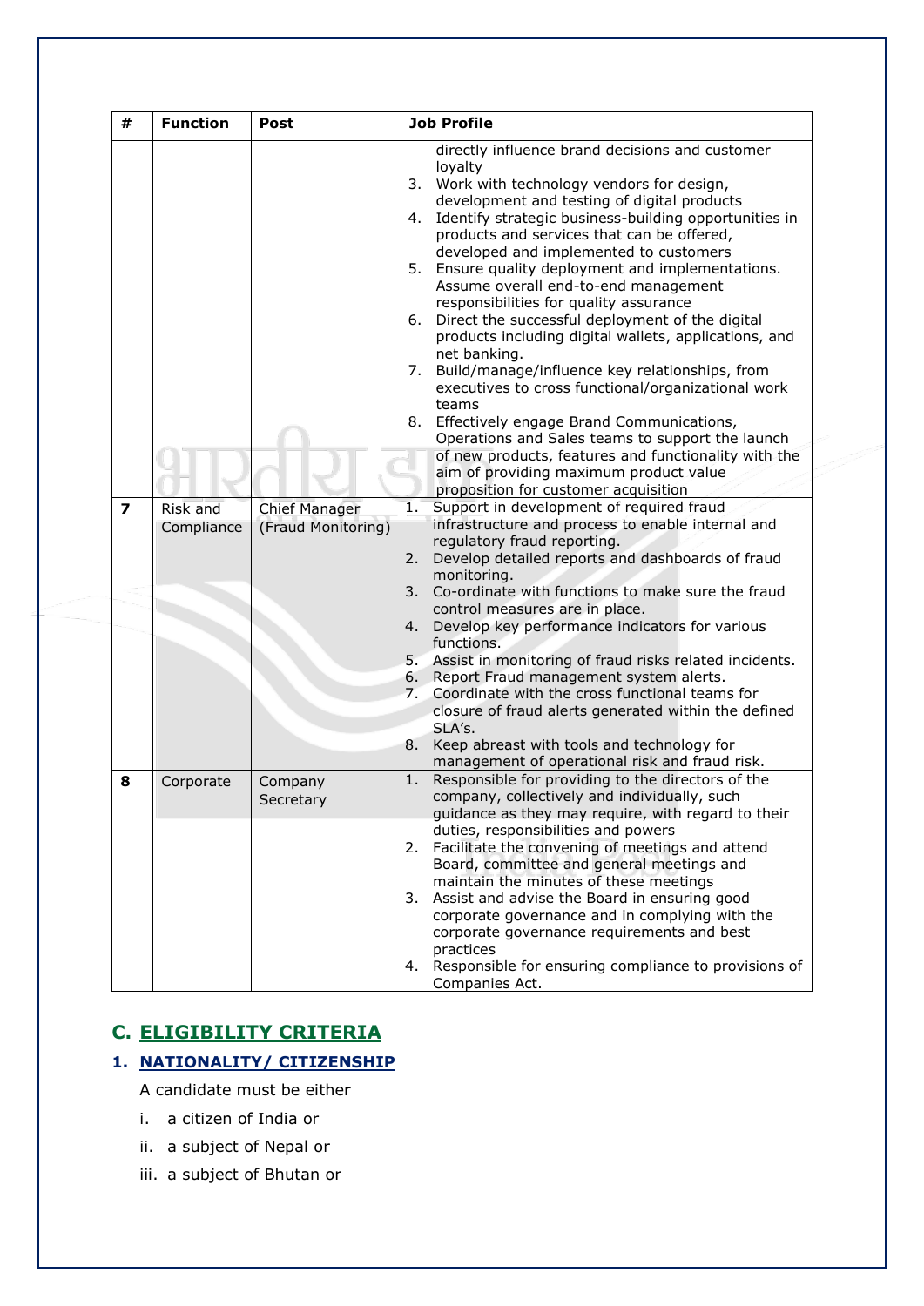| # | Function | Post | Job Profile |
|---|---|---|---|
| | | | directly influence brand decisions and customer loyalty<br>3. Work with technology vendors for design, development and testing of digital products<br>4. Identify strategic business-building opportunities in products and services that can be offered, developed and implemented to customers<br>5. Ensure quality deployment and implementations. Assume overall end-to-end management responsibilities for quality assurance<br>6. Direct the successful deployment of the digital products including digital wallets, applications, and net banking.<br>7. Build/manage/influence key relationships, from executives to cross functional/organizational work teams<br>8. Effectively engage Brand Communications, Operations and Sales teams to support the launch of new products, features and functionality with the aim of providing maximum product value proposition for customer acquisition |
| 7 | Risk and Compliance | Chief Manager (Fraud Monitoring) | 1. Support in development of required fraud infrastructure and process to enable internal and regulatory fraud reporting.<br>2. Develop detailed reports and dashboards of fraud monitoring.<br>3. Co-ordinate with functions to make sure the fraud control measures are in place.<br>4. Develop key performance indicators for various functions.<br>5. Assist in monitoring of fraud risks related incidents.<br>6. Report Fraud management system alerts.<br>7. Coordinate with the cross functional teams for closure of fraud alerts generated within the defined SLA's.<br>8. Keep abreast with tools and technology for management of operational risk and fraud risk. |
| 8 | Corporate | Company Secretary | 1. Responsible for providing to the directors of the company, collectively and individually, such guidance as they may require, with regard to their duties, responsibilities and powers<br>2. Facilitate the convening of meetings and attend Board, committee and general meetings and maintain the minutes of these meetings<br>3. Assist and advise the Board in ensuring good corporate governance and in complying with the corporate governance requirements and best practices<br>4. Responsible for ensuring compliance to provisions of Companies Act. |

## C. ELIGIBILITY CRITERIA

### 1. NATIONALITY/ CITIZENSHIP

A candidate must be either

i. a citizen of India or

ii. a subject of Nepal or

iii. a subject of Bhutan or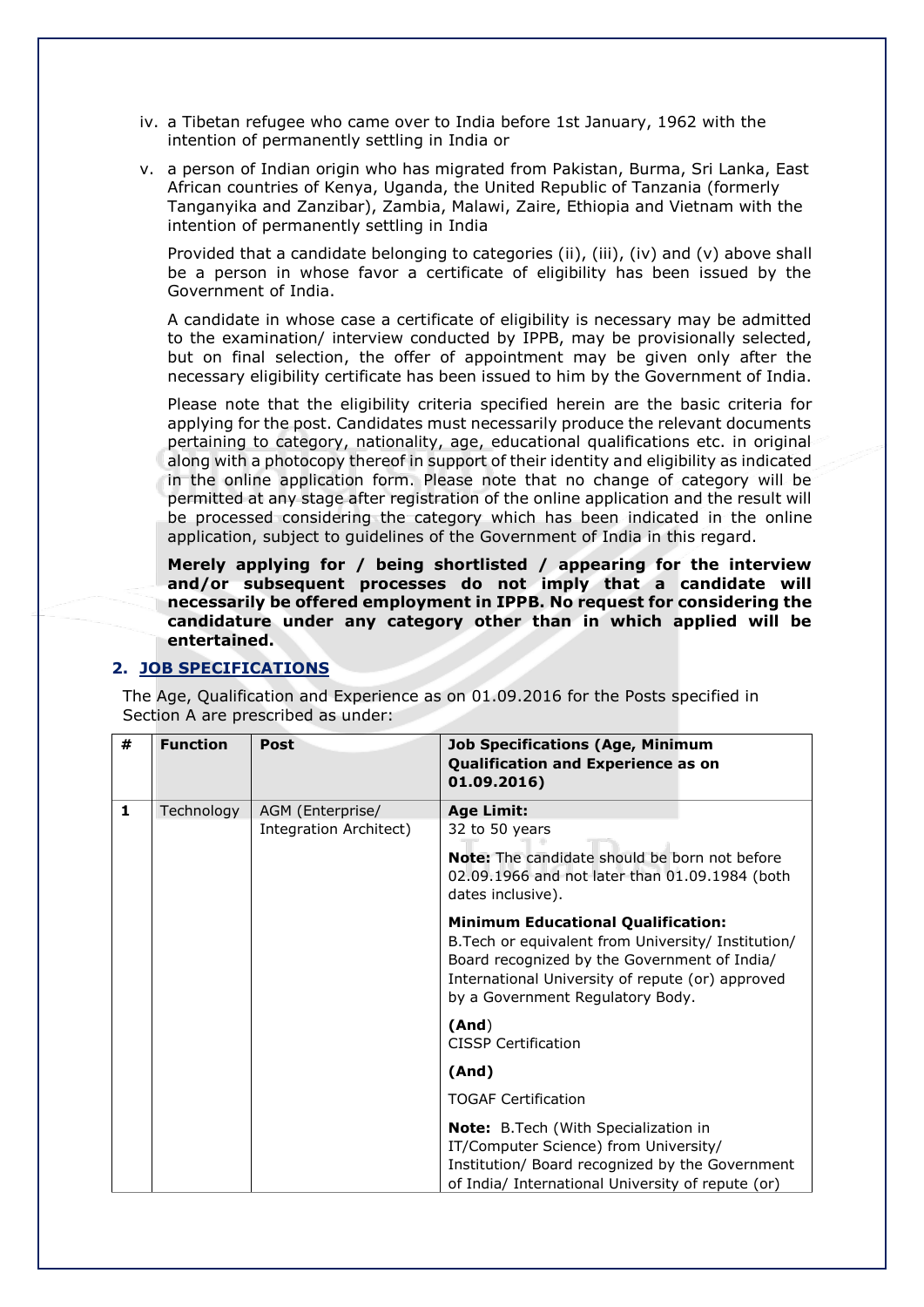iv. a Tibetan refugee who came over to India before 1st January, 1962 with the intention of permanently settling in India or

v. a person of Indian origin who has migrated from Pakistan, Burma, Sri Lanka, East African countries of Kenya, Uganda, the United Republic of Tanzania (formerly Tanganyika and Zanzibar), Zambia, Malawi, Zaire, Ethiopia and Vietnam with the intention of permanently settling in India

Provided that a candidate belonging to categories (ii), (iii), (iv) and (v) above shall be a person in whose favor a certificate of eligibility has been issued by the Government of India.

A candidate in whose case a certificate of eligibility is necessary may be admitted to the examination/ interview conducted by IPPB, may be provisionally selected, but on final selection, the offer of appointment may be given only after the necessary eligibility certificate has been issued to him by the Government of India.

Please note that the eligibility criteria specified herein are the basic criteria for applying for the post. Candidates must necessarily produce the relevant documents pertaining to category, nationality, age, educational qualifications etc. in original along with a photocopy thereof in support of their identity and eligibility as indicated in the online application form. Please note that no change of category will be permitted at any stage after registration of the online application and the result will be processed considering the category which has been indicated in the online application, subject to guidelines of the Government of India in this regard.

**Merely applying for / being shortlisted / appearing for the interview and/or subsequent processes do not imply that a candidate will necessarily be offered employment in IPPB. No request for considering the candidature under any category other than in which applied will be entertained.**

## 2. JOB SPECIFICATIONS

The Age, Qualification and Experience as on 01.09.2016 for the Posts specified in Section A are prescribed as under:

| # | Function | Post | Job Specifications (Age, Minimum Qualification and Experience as on 01.09.2016) |
|---|---|---|---|
| 1 | Technology | AGM (Enterprise/ Integration Architect) | **Age Limit:**<br>32 to 50 years<br><br>**Note:** The candidate should be born not before 02.09.1966 and not later than 01.09.1984 (both dates inclusive).<br><br>**Minimum Educational Qualification:**<br>B.Tech or equivalent from University/ Institution/ Board recognized by the Government of India/ International University of repute (or) approved by a Government Regulatory Body.<br><br>**(And)**<br>CISSP Certification<br><br>**(And)**<br>TOGAF Certification<br><br>**Note:** B.Tech (With Specialization in IT/Computer Science) from University/ Institution/ Board recognized by the Government of India/ International University of repute (or) |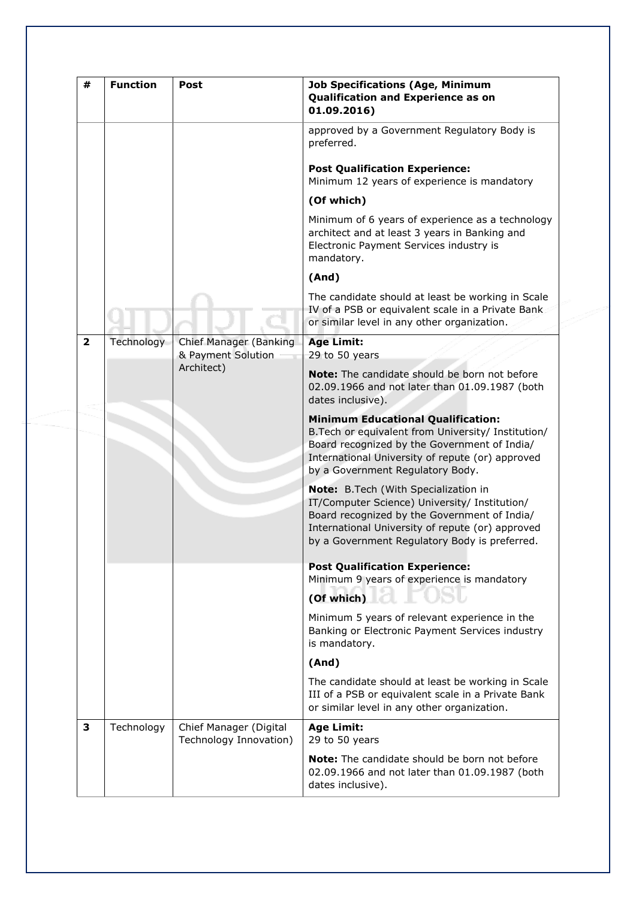| # | Function | Post | Job Specifications (Age, Minimum Qualification and Experience as on 01.09.2016) |
|---|---|---|---|
| | | | approved by a Government Regulatory Body is preferred.<br><br>**Post Qualification Experience:**<br>Minimum 12 years of experience is mandatory<br><br>**(Of which)**<br><br>Minimum of 6 years of experience as a technology architect and at least 3 years in Banking and Electronic Payment Services industry is mandatory.<br><br>**(And)**<br><br>The candidate should at least be working in Scale IV of a PSB or equivalent scale in a Private Bank or similar level in any other organization. |
| **2** | Technology | Chief Manager (Banking & Payment Solution Architect) | **Age Limit:**<br>29 to 50 years<br><br>**Note:** The candidate should be born not before 02.09.1966 and not later than 01.09.1987 (both dates inclusive).<br><br>**Minimum Educational Qualification:**<br>B.Tech or equivalent from University/ Institution/ Board recognized by the Government of India/ International University of repute (or) approved by a Government Regulatory Body.<br><br>**Note:** B.Tech (With Specialization in IT/Computer Science) University/ Institution/ Board recognized by the Government of India/ International University of repute (or) approved by a Government Regulatory Body is preferred.<br><br>**Post Qualification Experience:**<br>Minimum 9 years of experience is mandatory<br><br>**(Of which)**<br><br>Minimum 5 years of relevant experience in the Banking or Electronic Payment Services industry is mandatory.<br><br>**(And)**<br><br>The candidate should at least be working in Scale III of a PSB or equivalent scale in a Private Bank or similar level in any other organization. |
| **3** | Technology | Chief Manager (Digital Technology Innovation) | **Age Limit:**<br>29 to 50 years<br><br>**Note:** The candidate should be born not before 02.09.1966 and not later than 01.09.1987 (both dates inclusive). |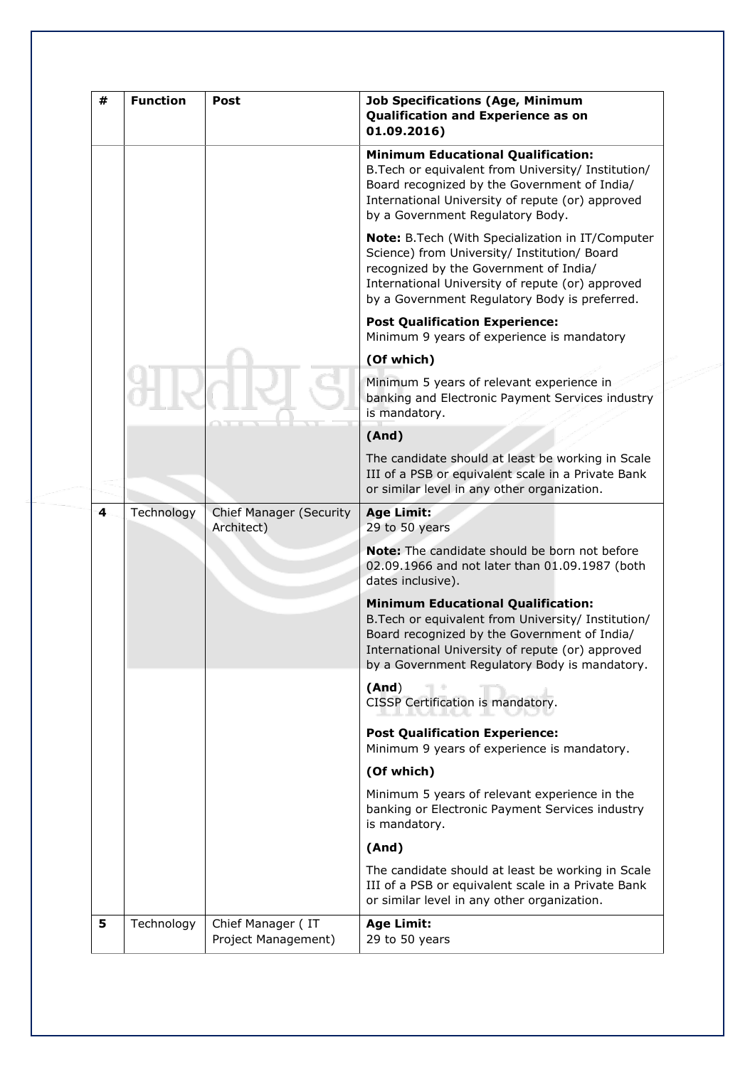| # | Function | Post | Job Specifications (Age, Minimum Qualification and Experience as on 01.09.2016) |
|---|---|---|---|
| | | | **Minimum Educational Qualification:** B.Tech or equivalent from University/ Institution/ Board recognized by the Government of India/ International University of repute (or) approved by a Government Regulatory Body. |
| | | | **Note:** B.Tech (With Specialization in IT/Computer Science) from University/ Institution/ Board recognized by the Government of India/ International University of repute (or) approved by a Government Regulatory Body is preferred. |
| | | | **Post Qualification Experience:** Minimum 9 years of experience is mandatory |
| | | | **(Of which)** |
| | | | Minimum 5 years of relevant experience in banking and Electronic Payment Services industry is mandatory. |
| | | | **(And)** |
| | | | The candidate should at least be working in Scale III of a PSB or equivalent scale in a Private Bank or similar level in any other organization. |
| **4** | Technology | Chief Manager (Security Architect) | **Age Limit:** 29 to 50 years |
| | | | **Note:** The candidate should be born not before 02.09.1966 and not later than 01.09.1987 (both dates inclusive). |
| | | | **Minimum Educational Qualification:** B.Tech or equivalent from University/ Institution/ Board recognized by the Government of India/ International University of repute (or) approved by a Government Regulatory Body is mandatory. |
| | | | **(And)** CISSP Certification is mandatory. |
| | | | **Post Qualification Experience:** Minimum 9 years of experience is mandatory. |
| | | | **(Of which)** |
| | | | Minimum 5 years of relevant experience in the banking or Electronic Payment Services industry is mandatory. |
| | | | **(And)** |
| | | | The candidate should at least be working in Scale III of a PSB or equivalent scale in a Private Bank or similar level in any other organization. |
| **5** | Technology | Chief Manager ( IT Project Management) | **Age Limit:** 29 to 50 years |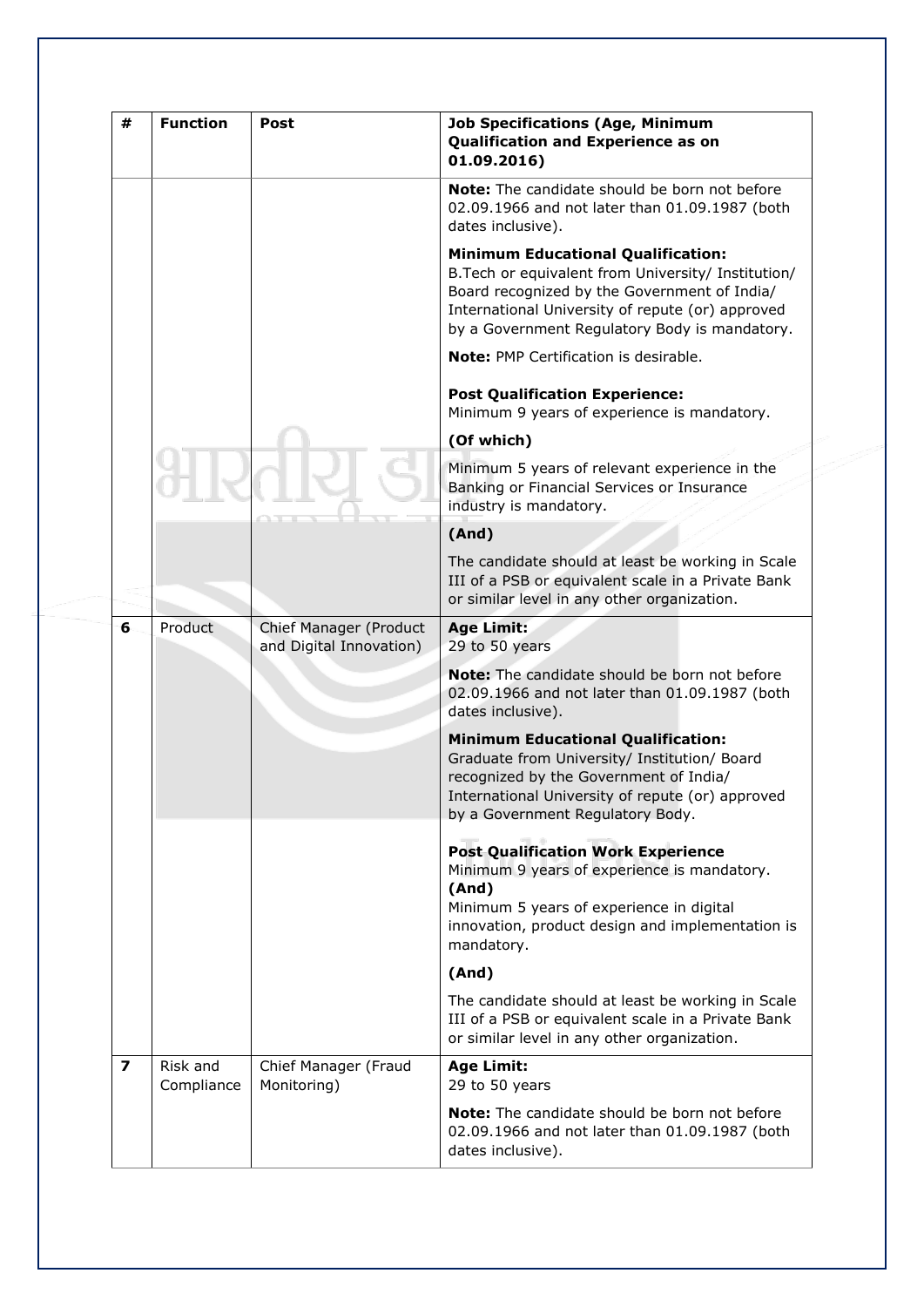| # | Function | Post | Job Specifications (Age, Minimum Qualification and Experience as on 01.09.2016) |
|---|---|---|---|
| | | | **Note:** The candidate should be born not before 02.09.1966 and not later than 01.09.1987 (both dates inclusive).<br><br>**Minimum Educational Qualification:**<br>B.Tech or equivalent from University/ Institution/ Board recognized by the Government of India/ International University of repute (or) approved by a Government Regulatory Body is mandatory.<br><br>**Note:** PMP Certification is desirable.<br><br>**Post Qualification Experience:**<br>Minimum 9 years of experience is mandatory.<br><br>**(Of which)**<br><br>Minimum 5 years of relevant experience in the Banking or Financial Services or Insurance industry is mandatory.<br><br>**(And)**<br><br>The candidate should at least be working in Scale III of a PSB or equivalent scale in a Private Bank or similar level in any other organization. |
| **6** | Product | Chief Manager (Product and Digital Innovation) | **Age Limit:**<br>29 to 50 years<br><br>**Note:** The candidate should be born not before 02.09.1966 and not later than 01.09.1987 (both dates inclusive).<br><br>**Minimum Educational Qualification:**<br>Graduate from University/ Institution/ Board recognized by the Government of India/ International University of repute (or) approved by a Government Regulatory Body.<br><br>**Post Qualification Work Experience**<br>Minimum 9 years of experience is mandatory.<br>**(And)**<br>Minimum 5 years of experience in digital innovation, product design and implementation is mandatory.<br><br>**(And)**<br><br>The candidate should at least be working in Scale III of a PSB or equivalent scale in a Private Bank or similar level in any other organization. |
| **7** | Risk and Compliance | Chief Manager (Fraud Monitoring) | **Age Limit:**<br>29 to 50 years<br><br>**Note:** The candidate should be born not before 02.09.1966 and not later than 01.09.1987 (both dates inclusive). |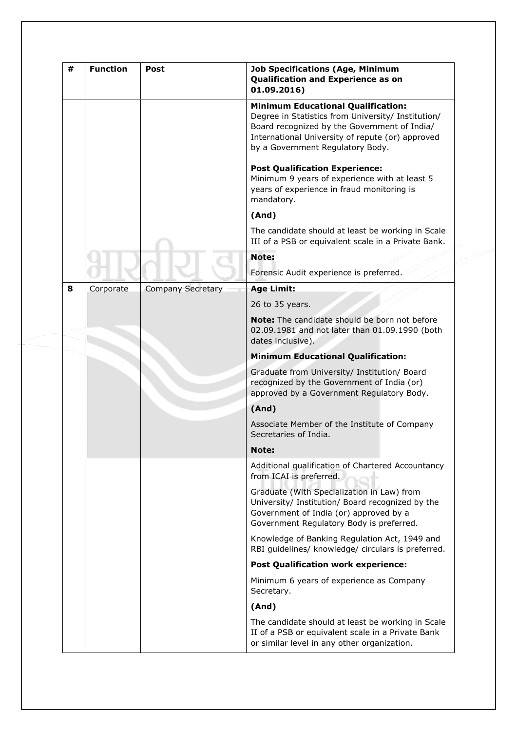| # | Function | Post | Job Specifications (Age, Minimum Qualification and Experience as on 01.09.2016) |
|---|---|---|---|
| | | | **Minimum Educational Qualification:** Degree in Statistics from University/ Institution/ Board recognized by the Government of India/ International University of repute (or) approved by a Government Regulatory Body.<br><br>**Post Qualification Experience:** Minimum 9 years of experience with at least 5 years of experience in fraud monitoring is mandatory.<br><br>**(And)**<br><br>The candidate should at least be working in Scale III of a PSB or equivalent scale in a Private Bank.<br><br>**Note:**<br><br>Forensic Audit experience is preferred. |
| 8 | Corporate | Company Secretary | **Age Limit:**<br><br>26 to 35 years.<br><br>**Note:** The candidate should be born not before 02.09.1981 and not later than 01.09.1990 (both dates inclusive).<br><br>**Minimum Educational Qualification:**<br><br>Graduate from University/ Institution/ Board recognized by the Government of India (or) approved by a Government Regulatory Body.<br><br>**(And)**<br><br>Associate Member of the Institute of Company Secretaries of India.<br><br>**Note:**<br><br>Additional qualification of Chartered Accountancy from ICAI is preferred.<br><br>Graduate (With Specialization in Law) from University/ Institution/ Board recognized by the Government of India (or) approved by a Government Regulatory Body is preferred.<br><br>Knowledge of Banking Regulation Act, 1949 and RBI guidelines/ knowledge/ circulars is preferred.<br><br>**Post Qualification work experience:**<br><br>Minimum 6 years of experience as Company Secretary.<br><br>**(And)**<br><br>The candidate should at least be working in Scale II of a PSB or equivalent scale in a Private Bank or similar level in any other organization. |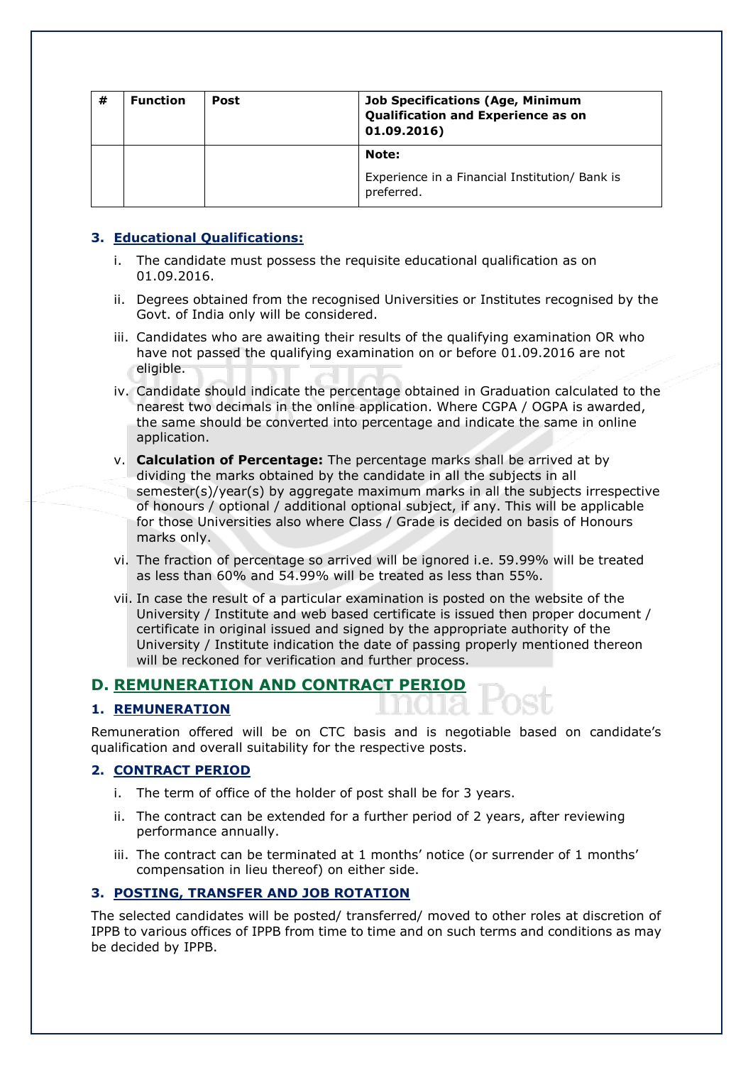| # | Function | Post | Job Specifications (Age, Minimum Qualification and Experience as on 01.09.2016) |
|---|---|---|---|
| | | | **Note:**<br>Experience in a Financial Institution/ Bank is preferred. |

### 3. Educational Qualifications:

i. The candidate must possess the requisite educational qualification as on 01.09.2016.

ii. Degrees obtained from the recognised Universities or Institutes recognised by the Govt. of India only will be considered.

iii. Candidates who are awaiting their results of the qualifying examination OR who have not passed the qualifying examination on or before 01.09.2016 are not eligible.

iv. Candidate should indicate the percentage obtained in Graduation calculated to the nearest two decimals in the online application. Where CGPA / OGPA is awarded, the same should be converted into percentage and indicate the same in online application.

v. **Calculation of Percentage:** The percentage marks shall be arrived at by dividing the marks obtained by the candidate in all the subjects in all semester(s)/year(s) by aggregate maximum marks in all the subjects irrespective of honours / optional / additional optional subject, if any. This will be applicable for those Universities also where Class / Grade is decided on basis of Honours marks only.

vi. The fraction of percentage so arrived will be ignored i.e. 59.99% will be treated as less than 60% and 54.99% will be treated as less than 55%.

vii. In case the result of a particular examination is posted on the website of the University / Institute and web based certificate is issued then proper document / certificate in original issued and signed by the appropriate authority of the University / Institute indication the date of passing properly mentioned thereon will be reckoned for verification and further process.

## D. REMUNERATION AND CONTRACT PERIOD

### 1. REMUNERATION

Remuneration offered will be on CTC basis and is negotiable based on candidate's qualification and overall suitability for the respective posts.

### 2. CONTRACT PERIOD

i. The term of office of the holder of post shall be for 3 years.

ii. The contract can be extended for a further period of 2 years, after reviewing performance annually.

iii. The contract can be terminated at 1 months' notice (or surrender of 1 months' compensation in lieu thereof) on either side.

### 3. POSTING, TRANSFER AND JOB ROTATION

The selected candidates will be posted/ transferred/ moved to other roles at discretion of IPPB to various offices of IPPB from time to time and on such terms and conditions as may be decided by IPPB.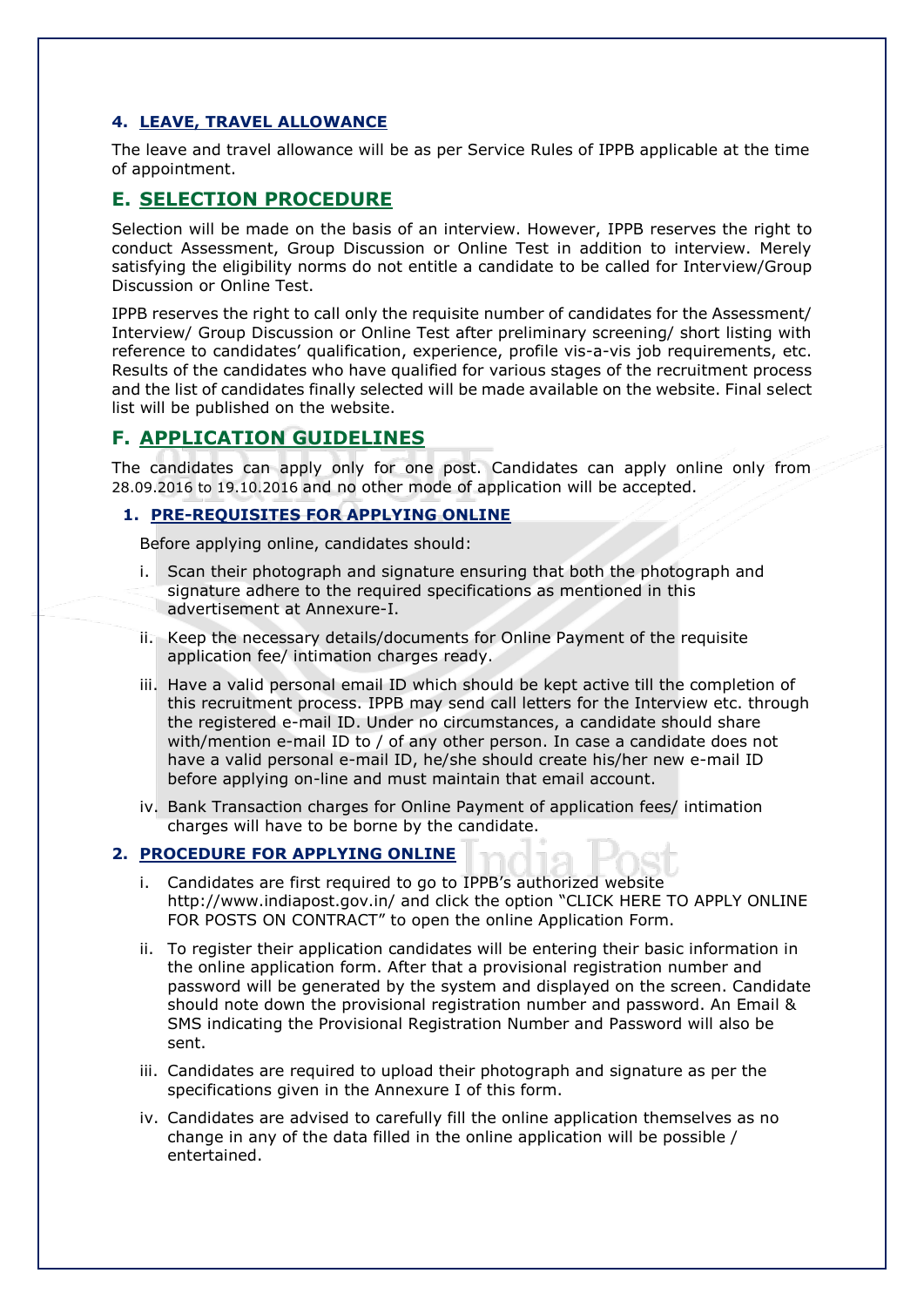### 4. LEAVE, TRAVEL ALLOWANCE

The leave and travel allowance will be as per Service Rules of IPPB applicable at the time of appointment.

## E. SELECTION PROCEDURE

Selection will be made on the basis of an interview. However, IPPB reserves the right to conduct Assessment, Group Discussion or Online Test in addition to interview. Merely satisfying the eligibility norms do not entitle a candidate to be called for Interview/Group Discussion or Online Test.

IPPB reserves the right to call only the requisite number of candidates for the Assessment/ Interview/ Group Discussion or Online Test after preliminary screening/ short listing with reference to candidates' qualification, experience, profile vis-a-vis job requirements, etc. Results of the candidates who have qualified for various stages of the recruitment process and the list of candidates finally selected will be made available on the website. Final select list will be published on the website.

## F. APPLICATION GUIDELINES

The candidates can apply only for one post. Candidates can apply online only from 28.09.2016 to 19.10.2016 and no other mode of application will be accepted.

### 1. PRE-REQUISITES FOR APPLYING ONLINE

Before applying online, candidates should:

i. Scan their photograph and signature ensuring that both the photograph and signature adhere to the required specifications as mentioned in this advertisement at Annexure-I.

ii. Keep the necessary details/documents for Online Payment of the requisite application fee/ intimation charges ready.

iii. Have a valid personal email ID which should be kept active till the completion of this recruitment process. IPPB may send call letters for the Interview etc. through the registered e-mail ID. Under no circumstances, a candidate should share with/mention e-mail ID to / of any other person. In case a candidate does not have a valid personal e-mail ID, he/she should create his/her new e-mail ID before applying on-line and must maintain that email account.

iv. Bank Transaction charges for Online Payment of application fees/ intimation charges will have to be borne by the candidate.

### 2. PROCEDURE FOR APPLYING ONLINE

i. Candidates are first required to go to IPPB's authorized website http://www.indiapost.gov.in/ and click the option "CLICK HERE TO APPLY ONLINE FOR POSTS ON CONTRACT" to open the online Application Form.

ii. To register their application candidates will be entering their basic information in the online application form. After that a provisional registration number and password will be generated by the system and displayed on the screen. Candidate should note down the provisional registration number and password. An Email & SMS indicating the Provisional Registration Number and Password will also be sent.

iii. Candidates are required to upload their photograph and signature as per the specifications given in the Annexure I of this form.

iv. Candidates are advised to carefully fill the online application themselves as no change in any of the data filled in the online application will be possible / entertained.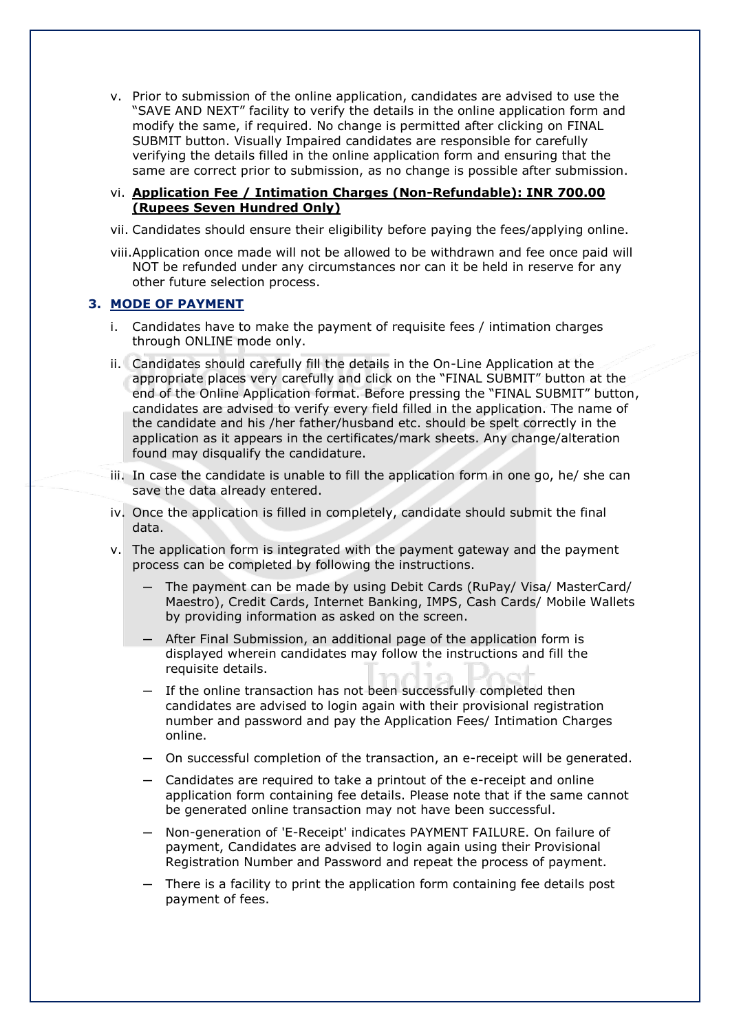v. Prior to submission of the online application, candidates are advised to use the "SAVE AND NEXT" facility to verify the details in the online application form and modify the same, if required. No change is permitted after clicking on FINAL SUBMIT button. Visually Impaired candidates are responsible for carefully verifying the details filled in the online application form and ensuring that the same are correct prior to submission, as no change is possible after submission.

vi. **<u>Application Fee / Intimation Charges (Non-Refundable): INR 700.00 (Rupees Seven Hundred Only)</u>**

vii. Candidates should ensure their eligibility before paying the fees/applying online.

viii. Application once made will not be allowed to be withdrawn and fee once paid will NOT be refunded under any circumstances nor can it be held in reserve for any other future selection process.

### 3. <u>MODE OF PAYMENT</u>

i. Candidates have to make the payment of requisite fees / intimation charges through ONLINE mode only.

ii. Candidates should carefully fill the details in the On-Line Application at the appropriate places very carefully and click on the "FINAL SUBMIT" button at the end of the Online Application format. Before pressing the "FINAL SUBMIT" button, candidates are advised to verify every field filled in the application. The name of the candidate and his /her father/husband etc. should be spelt correctly in the application as it appears in the certificates/mark sheets. Any change/alteration found may disqualify the candidature.

iii. In case the candidate is unable to fill the application form in one go, he/ she can save the data already entered.

iv. Once the application is filled in completely, candidate should submit the final data.

v. The application form is integrated with the payment gateway and the payment process can be completed by following the instructions.

- The payment can be made by using Debit Cards (RuPay/ Visa/ MasterCard/ Maestro), Credit Cards, Internet Banking, IMPS, Cash Cards/ Mobile Wallets by providing information as asked on the screen.
- After Final Submission, an additional page of the application form is displayed wherein candidates may follow the instructions and fill the requisite details.
- If the online transaction has not been successfully completed then candidates are advised to login again with their provisional registration number and password and pay the Application Fees/ Intimation Charges online.
- On successful completion of the transaction, an e-receipt will be generated.
- Candidates are required to take a printout of the e-receipt and online application form containing fee details. Please note that if the same cannot be generated online transaction may not have been successful.
- Non-generation of 'E-Receipt' indicates PAYMENT FAILURE. On failure of payment, Candidates are advised to login again using their Provisional Registration Number and Password and repeat the process of payment.
- There is a facility to print the application form containing fee details post payment of fees.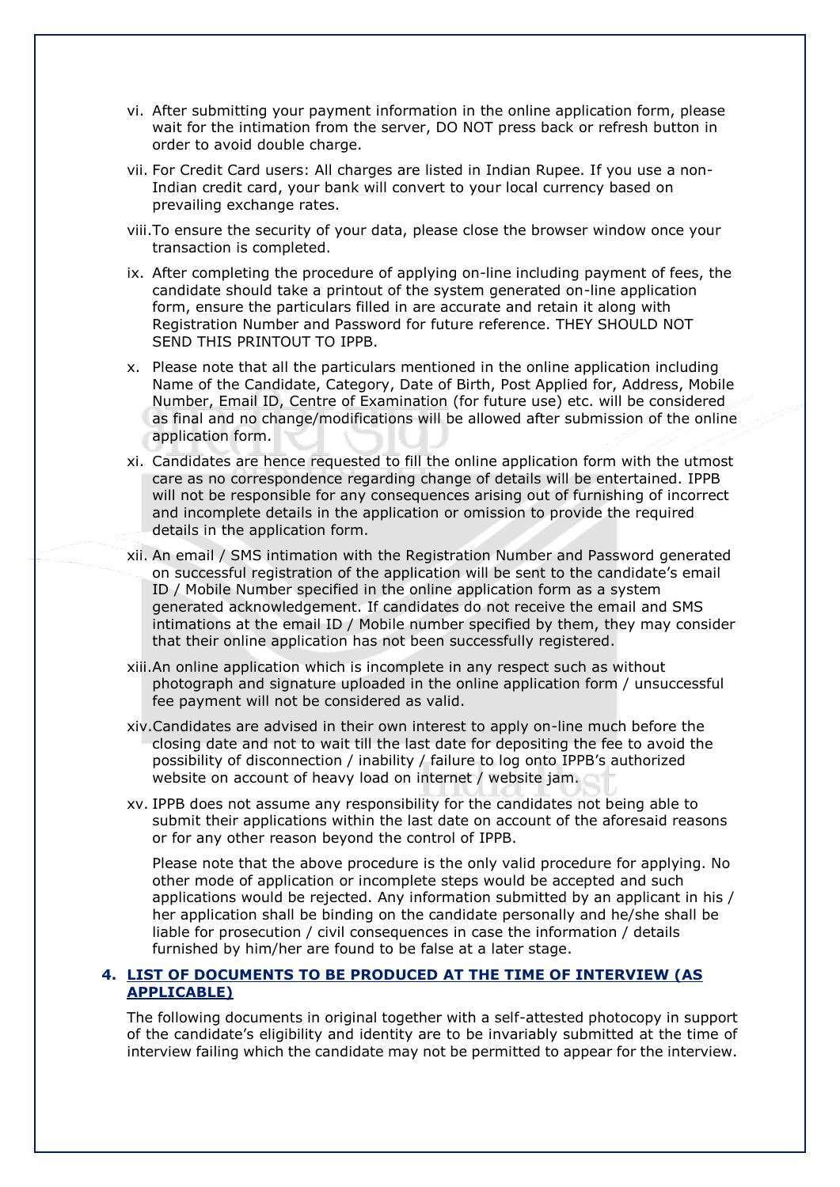vi. After submitting your payment information in the online application form, please wait for the intimation from the server, DO NOT press back or refresh button in order to avoid double charge.

vii. For Credit Card users: All charges are listed in Indian Rupee. If you use a non-Indian credit card, your bank will convert to your local currency based on prevailing exchange rates.

viii. To ensure the security of your data, please close the browser window once your transaction is completed.

ix. After completing the procedure of applying on-line including payment of fees, the candidate should take a printout of the system generated on-line application form, ensure the particulars filled in are accurate and retain it along with Registration Number and Password for future reference. THEY SHOULD NOT SEND THIS PRINTOUT TO IPPB.

x. Please note that all the particulars mentioned in the online application including Name of the Candidate, Category, Date of Birth, Post Applied for, Address, Mobile Number, Email ID, Centre of Examination (for future use) etc. will be considered as final and no change/modifications will be allowed after submission of the online application form.

xi. Candidates are hence requested to fill the online application form with the utmost care as no correspondence regarding change of details will be entertained. IPPB will not be responsible for any consequences arising out of furnishing of incorrect and incomplete details in the application or omission to provide the required details in the application form.

xii. An email / SMS intimation with the Registration Number and Password generated on successful registration of the application will be sent to the candidate's email ID / Mobile Number specified in the online application form as a system generated acknowledgement. If candidates do not receive the email and SMS intimations at the email ID / Mobile number specified by them, they may consider that their online application has not been successfully registered.

xiii. An online application which is incomplete in any respect such as without photograph and signature uploaded in the online application form / unsuccessful fee payment will not be considered as valid.

xiv. Candidates are advised in their own interest to apply on-line much before the closing date and not to wait till the last date for depositing the fee to avoid the possibility of disconnection / inability / failure to log onto IPPB's authorized website on account of heavy load on internet / website jam.

xv. IPPB does not assume any responsibility for the candidates not being able to submit their applications within the last date on account of the aforesaid reasons or for any other reason beyond the control of IPPB.

Please note that the above procedure is the only valid procedure for applying. No other mode of application or incomplete steps would be accepted and such applications would be rejected. Any information submitted by an applicant in his / her application shall be binding on the candidate personally and he/she shall be liable for prosecution / civil consequences in case the information / details furnished by him/her are found to be false at a later stage.

## 4. LIST OF DOCUMENTS TO BE PRODUCED AT THE TIME OF INTERVIEW (AS APPLICABLE)

The following documents in original together with a self-attested photocopy in support of the candidate's eligibility and identity are to be invariably submitted at the time of interview failing which the candidate may not be permitted to appear for the interview.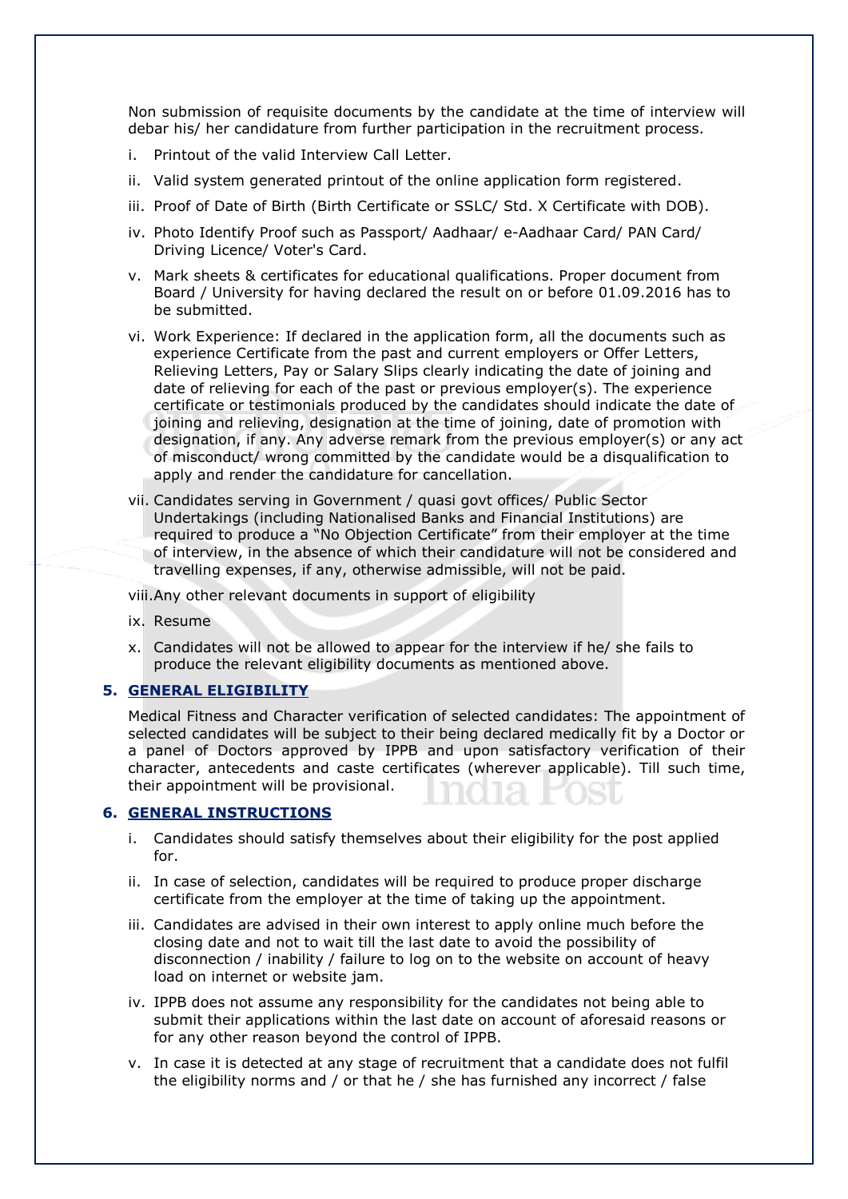Non submission of requisite documents by the candidate at the time of interview will debar his/ her candidature from further participation in the recruitment process.

i. Printout of the valid Interview Call Letter.

ii. Valid system generated printout of the online application form registered.

iii. Proof of Date of Birth (Birth Certificate or SSLC/ Std. X Certificate with DOB).

iv. Photo Identify Proof such as Passport/ Aadhaar/ e-Aadhaar Card/ PAN Card/ Driving Licence/ Voter's Card.

v. Mark sheets & certificates for educational qualifications. Proper document from Board / University for having declared the result on or before 01.09.2016 has to be submitted.

vi. Work Experience: If declared in the application form, all the documents such as experience Certificate from the past and current employers or Offer Letters, Relieving Letters, Pay or Salary Slips clearly indicating the date of joining and date of relieving for each of the past or previous employer(s). The experience certificate or testimonials produced by the candidates should indicate the date of joining and relieving, designation at the time of joining, date of promotion with designation, if any. Any adverse remark from the previous employer(s) or any act of misconduct/ wrong committed by the candidate would be a disqualification to apply and render the candidature for cancellation.

vii. Candidates serving in Government / quasi govt offices/ Public Sector Undertakings (including Nationalised Banks and Financial Institutions) are required to produce a "No Objection Certificate" from their employer at the time of interview, in the absence of which their candidature will not be considered and travelling expenses, if any, otherwise admissible, will not be paid.

viii. Any other relevant documents in support of eligibility

ix. Resume

x. Candidates will not be allowed to appear for the interview if he/ she fails to produce the relevant eligibility documents as mentioned above.

## 5. GENERAL ELIGIBILITY

Medical Fitness and Character verification of selected candidates: The appointment of selected candidates will be subject to their being declared medically fit by a Doctor or a panel of Doctors approved by IPPB and upon satisfactory verification of their character, antecedents and caste certificates (wherever applicable). Till such time, their appointment will be provisional.

## 6. GENERAL INSTRUCTIONS

i. Candidates should satisfy themselves about their eligibility for the post applied for.

ii. In case of selection, candidates will be required to produce proper discharge certificate from the employer at the time of taking up the appointment.

iii. Candidates are advised in their own interest to apply online much before the closing date and not to wait till the last date to avoid the possibility of disconnection / inability / failure to log on to the website on account of heavy load on internet or website jam.

iv. IPPB does not assume any responsibility for the candidates not being able to submit their applications within the last date on account of aforesaid reasons or for any other reason beyond the control of IPPB.

v. In case it is detected at any stage of recruitment that a candidate does not fulfil the eligibility norms and / or that he / she has furnished any incorrect / false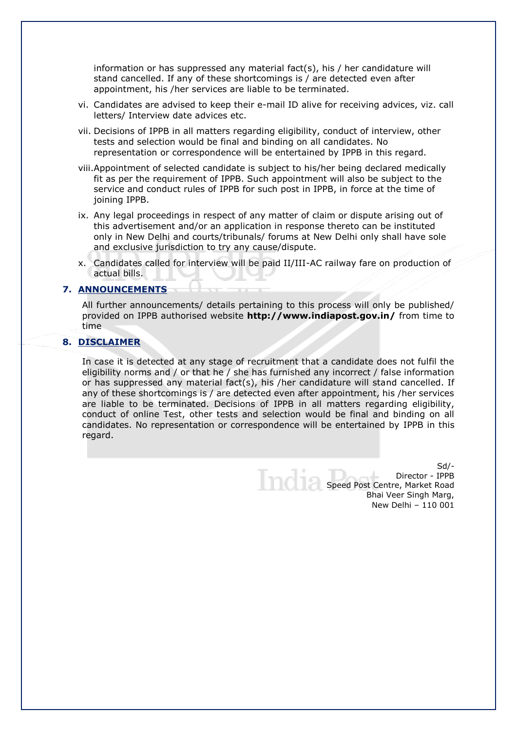information or has suppressed any material fact(s), his / her candidature will stand cancelled. If any of these shortcomings is / are detected even after appointment, his /her services are liable to be terminated.

vi. Candidates are advised to keep their e-mail ID alive for receiving advices, viz. call letters/ Interview date advices etc.

vii. Decisions of IPPB in all matters regarding eligibility, conduct of interview, other tests and selection would be final and binding on all candidates. No representation or correspondence will be entertained by IPPB in this regard.

viii. Appointment of selected candidate is subject to his/her being declared medically fit as per the requirement of IPPB. Such appointment will also be subject to the service and conduct rules of IPPB for such post in IPPB, in force at the time of joining IPPB.

ix. Any legal proceedings in respect of any matter of claim or dispute arising out of this advertisement and/or an application in response thereto can be instituted only in New Delhi and courts/tribunals/ forums at New Delhi only shall have sole and exclusive jurisdiction to try any cause/dispute.

x. Candidates called for interview will be paid II/III-AC railway fare on production of actual bills.

## 7. ANNOUNCEMENTS

All further announcements/ details pertaining to this process will only be published/ provided on IPPB authorised website **http://www.indiapost.gov.in/** from time to time

## 8. DISCLAIMER

In case it is detected at any stage of recruitment that a candidate does not fulfil the eligibility norms and / or that he / she has furnished any incorrect / false information or has suppressed any material fact(s), his /her candidature will stand cancelled. If any of these shortcomings is / are detected even after appointment, his /her services are liable to be terminated. Decisions of IPPB in all matters regarding eligibility, conduct of online Test, other tests and selection would be final and binding on all candidates. No representation or correspondence will be entertained by IPPB in this regard.

Sd/-
Director - IPPB
Speed Post Centre, Market Road
Bhai Veer Singh Marg,
New Delhi – 110 001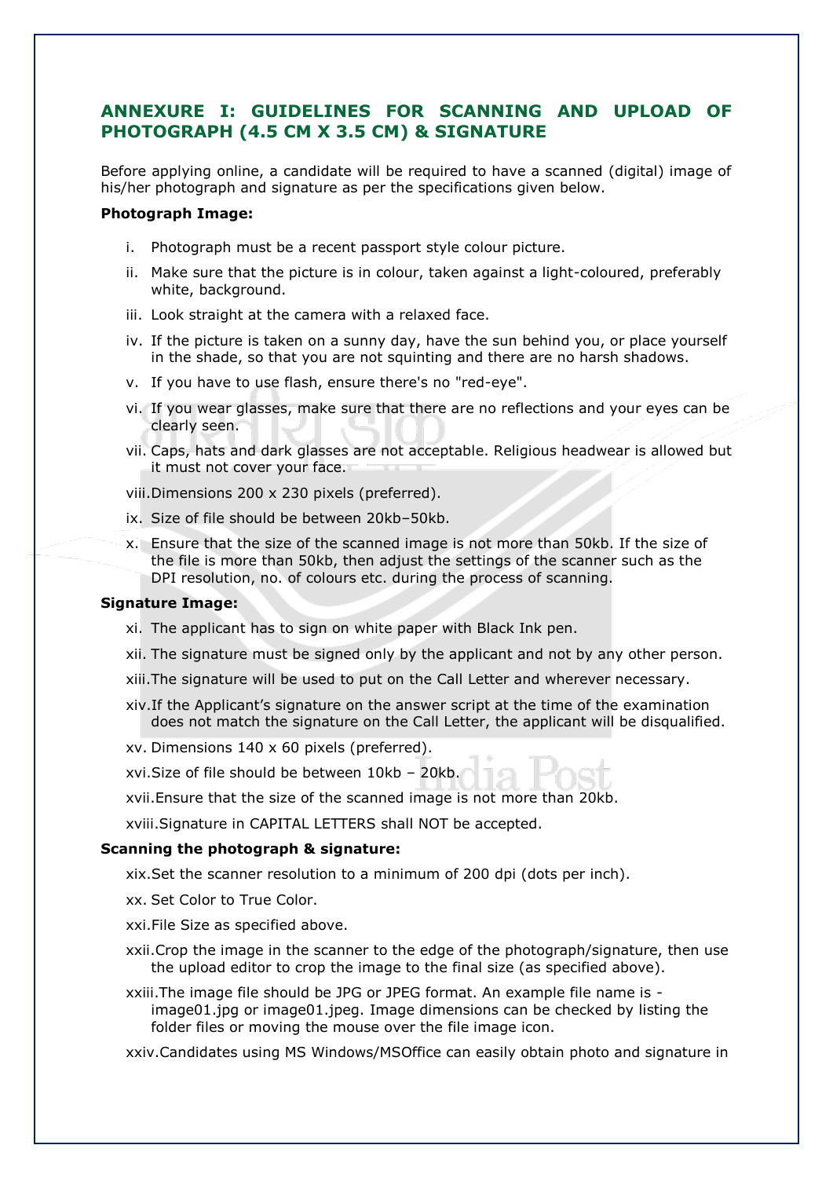## ANNEXURE I: GUIDELINES FOR SCANNING AND UPLOAD OF PHOTOGRAPH (4.5 CM X 3.5 CM) & SIGNATURE

Before applying online, a candidate will be required to have a scanned (digital) image of his/her photograph and signature as per the specifications given below.

**Photograph Image:**

i. Photograph must be a recent passport style colour picture.

ii. Make sure that the picture is in colour, taken against a light-coloured, preferably white, background.

iii. Look straight at the camera with a relaxed face.

iv. If the picture is taken on a sunny day, have the sun behind you, or place yourself in the shade, so that you are not squinting and there are no harsh shadows.

v. If you have to use flash, ensure there's no "red-eye".

vi. If you wear glasses, make sure that there are no reflections and your eyes can be clearly seen.

vii. Caps, hats and dark glasses are not acceptable. Religious headwear is allowed but it must not cover your face.

viii. Dimensions 200 x 230 pixels (preferred).

ix. Size of file should be between 20kb–50kb.

x. Ensure that the size of the scanned image is not more than 50kb. If the size of the file is more than 50kb, then adjust the settings of the scanner such as the DPI resolution, no. of colours etc. during the process of scanning.

**Signature Image:**

xi. The applicant has to sign on white paper with Black Ink pen.

xii. The signature must be signed only by the applicant and not by any other person.

xiii. The signature will be used to put on the Call Letter and wherever necessary.

xiv. If the Applicant's signature on the answer script at the time of the examination does not match the signature on the Call Letter, the applicant will be disqualified.

xv. Dimensions 140 x 60 pixels (preferred).

xvi. Size of file should be between 10kb – 20kb.

xvii. Ensure that the size of the scanned image is not more than 20kb.

xviii. Signature in CAPITAL LETTERS shall NOT be accepted.

**Scanning the photograph & signature:**

xix. Set the scanner resolution to a minimum of 200 dpi (dots per inch).

xx. Set Color to True Color.

xxi. File Size as specified above.

xxii. Crop the image in the scanner to the edge of the photograph/signature, then use the upload editor to crop the image to the final size (as specified above).

xxiii. The image file should be JPG or JPEG format. An example file name is - image01.jpg or image01.jpeg. Image dimensions can be checked by listing the folder files or moving the mouse over the file image icon.

xxiv. Candidates using MS Windows/MSOffice can easily obtain photo and signature in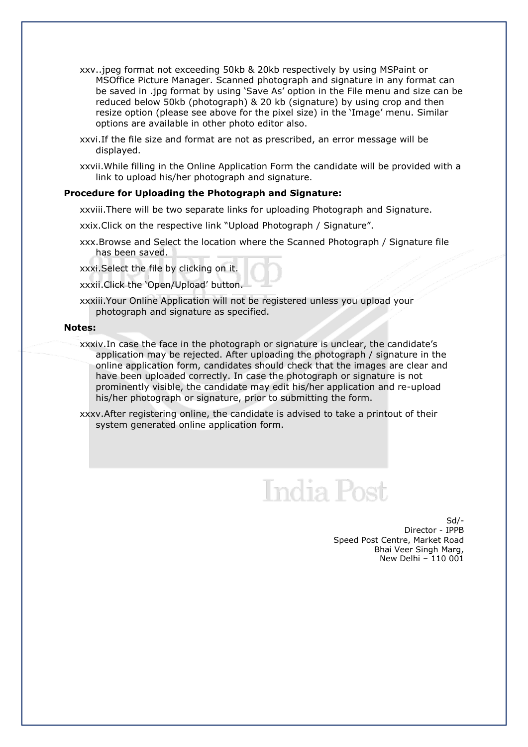xxv..jpeg format not exceeding 50kb & 20kb respectively by using MSPaint or MSOffice Picture Manager. Scanned photograph and signature in any format can be saved in .jpg format by using 'Save As' option in the File menu and size can be reduced below 50kb (photograph) & 20 kb (signature) by using crop and then resize option (please see above for the pixel size) in the 'Image' menu. Similar options are available in other photo editor also.

xxvi.If the file size and format are not as prescribed, an error message will be displayed.

xxvii.While filling in the Online Application Form the candidate will be provided with a link to upload his/her photograph and signature.

**Procedure for Uploading the Photograph and Signature:**

xxviii.There will be two separate links for uploading Photograph and Signature.

xxix.Click on the respective link "Upload Photograph / Signature".

xxx.Browse and Select the location where the Scanned Photograph / Signature file has been saved.

xxxi.Select the file by clicking on it.

xxxii.Click the 'Open/Upload' button.

xxxiii.Your Online Application will not be registered unless you upload your photograph and signature as specified.

**Notes:**

xxxiv.In case the face in the photograph or signature is unclear, the candidate's application may be rejected. After uploading the photograph / signature in the online application form, candidates should check that the images are clear and have been uploaded correctly. In case the photograph or signature is not prominently visible, the candidate may edit his/her application and re-upload his/her photograph or signature, prior to submitting the form.

xxxv.After registering online, the candidate is advised to take a printout of their system generated online application form.

Sd/-
Director - IPPB
Speed Post Centre, Market Road
Bhai Veer Singh Marg,
New Delhi – 110 001